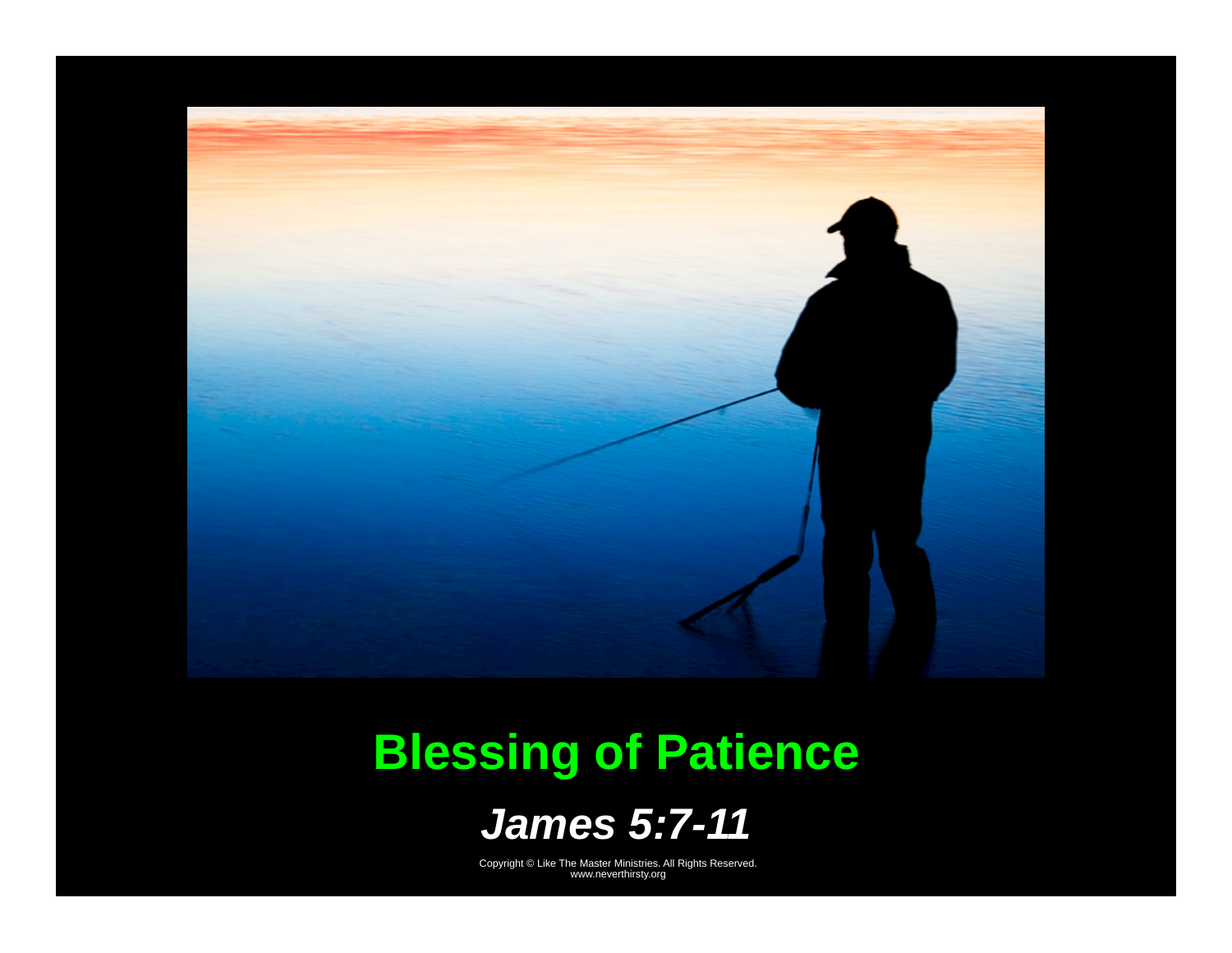# Blessing of Patience

## *James 5:7-11*

Copyright © Like The Master Ministries. All Rights Reserved.
www.neverthirsty.org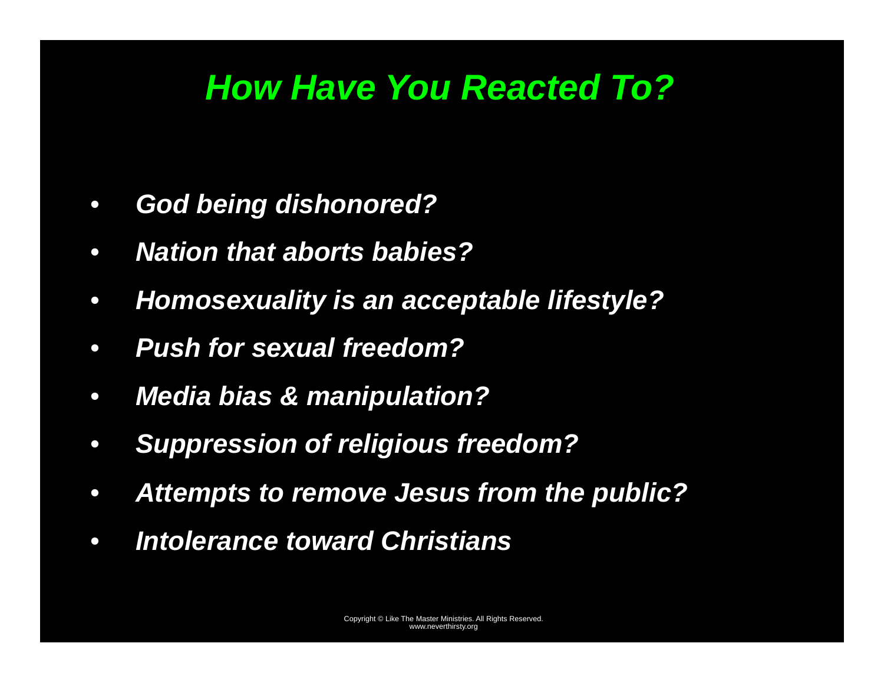# *How Have You Reacted To?*

- ***God being dishonored?***
- ***Nation that aborts babies?***
- ***Homosexuality is an acceptable lifestyle?***
- ***Push for sexual freedom?***
- ***Media bias & manipulation?***
- ***Suppression of religious freedom?***
- ***Attempts to remove Jesus from the public?***
- ***Intolerance toward Christians***

Copyright © Like The Master Ministries. All Rights Reserved.
www.neverthirsty.org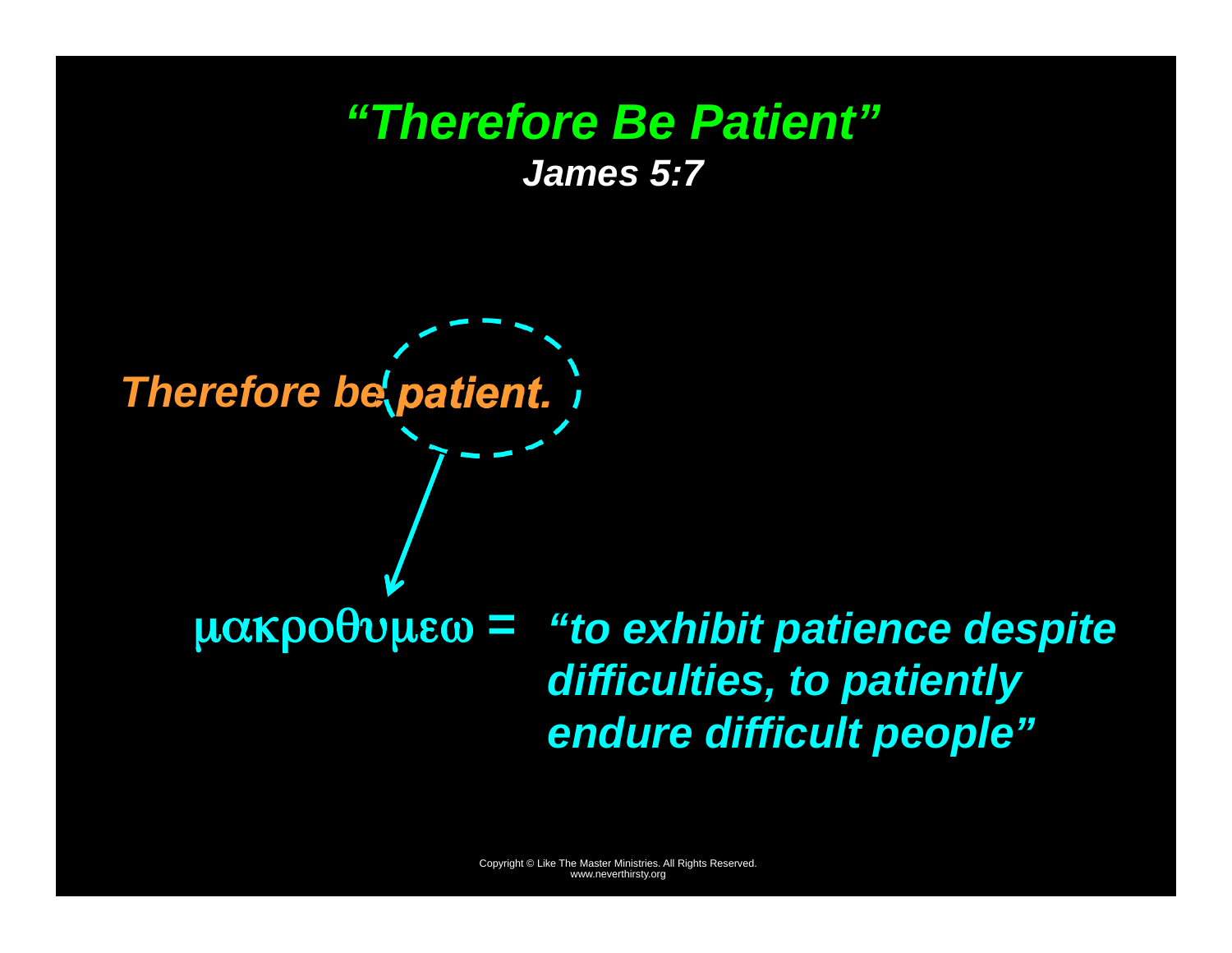# *"Therefore Be Patient"*

***James 5:7***

***Therefore be patient.***

μακροθυμεω = ***"to exhibit patience despite difficulties, to patiently endure difficult people"***

Copyright © Like The Master Ministries. All Rights Reserved.
www.neverthirsty.org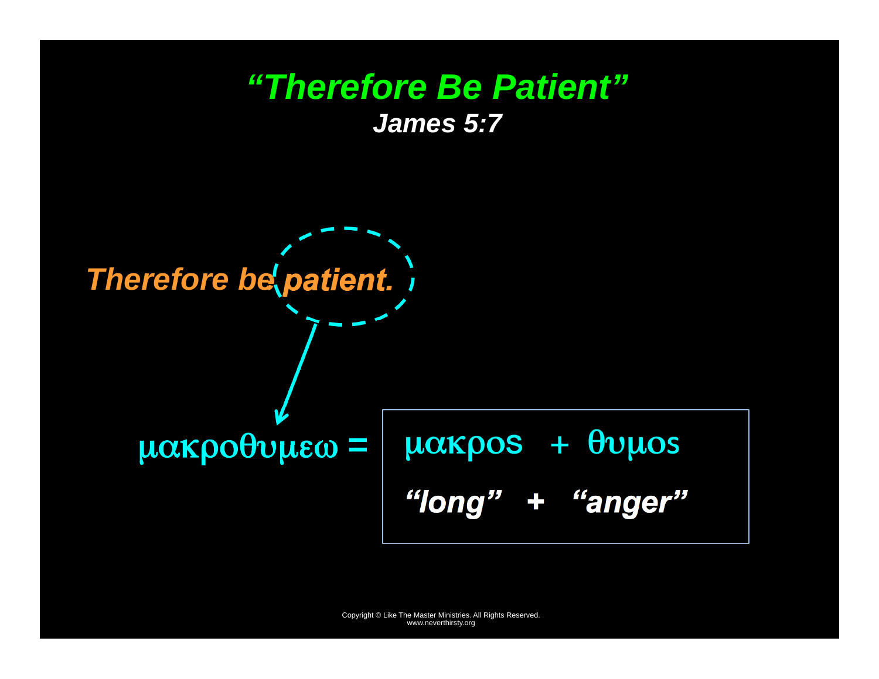# *"Therefore Be Patient"*

***James 5:7***

*Therefore be **patient.***

μακροθυμεω = μακρος + θυμος

*"long" + "anger"*

Copyright © Like The Master Ministries. All Rights Reserved.
www.neverthirsty.org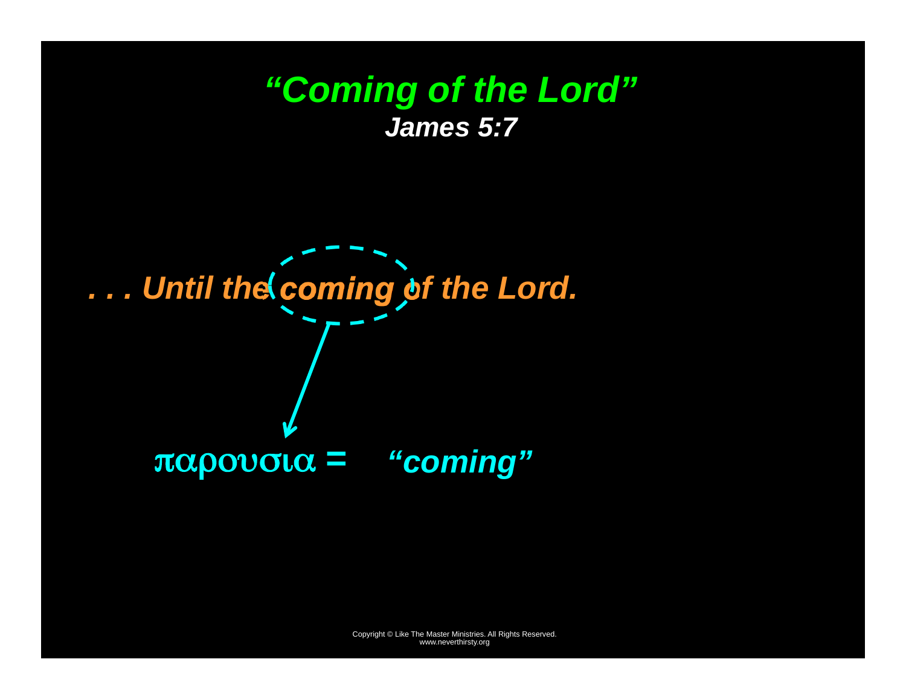# *"Coming of the Lord"*

***James 5:7***

*. . . Until the coming of the Lord.*

παρουσια = *"coming"*

Copyright © Like The Master Ministries. All Rights Reserved.
www.neverthirsty.org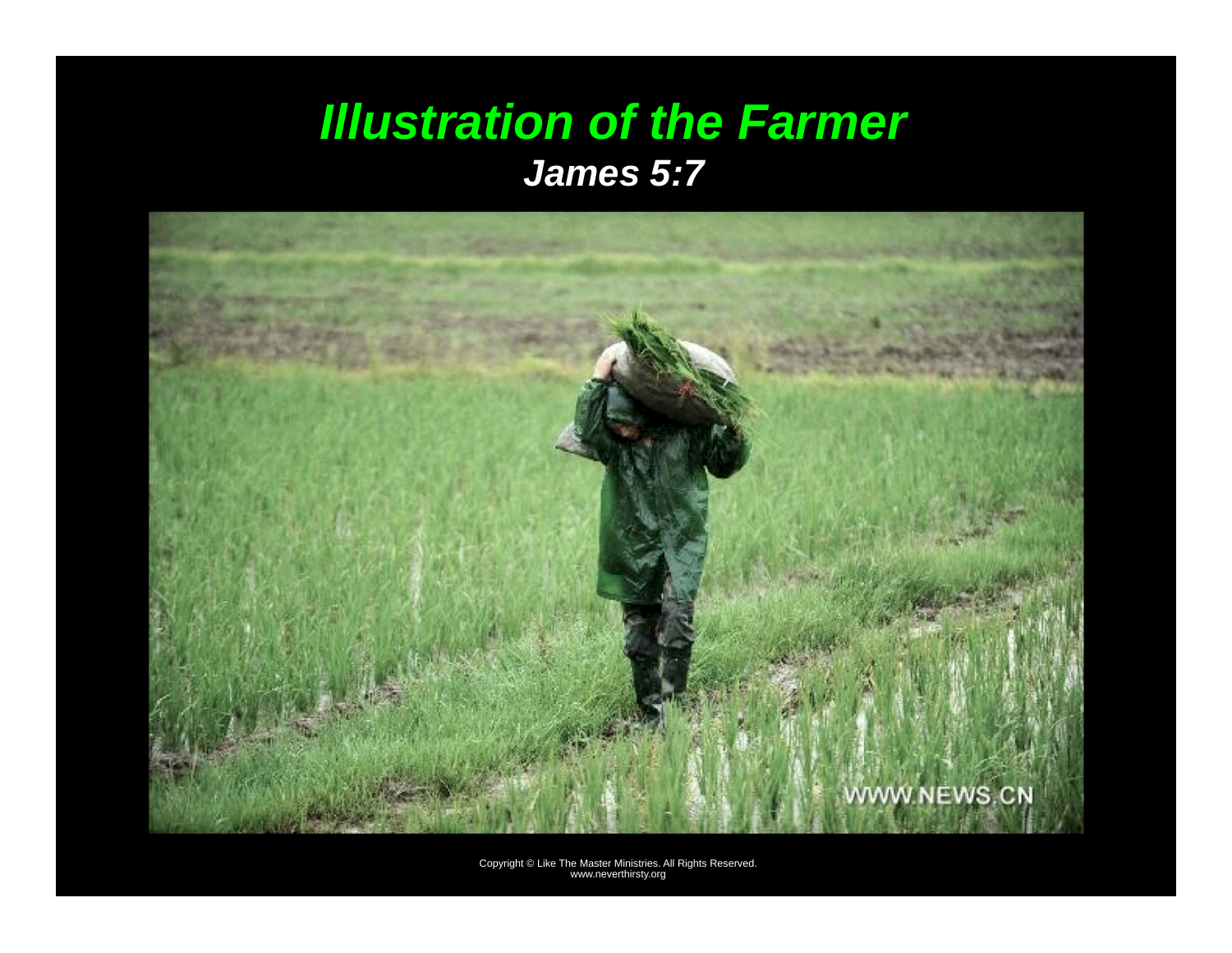# *Illustration of the Farmer*

## *James 5:7*

Copyright © Like The Master Ministries. All Rights Reserved.
www.neverthirsty.org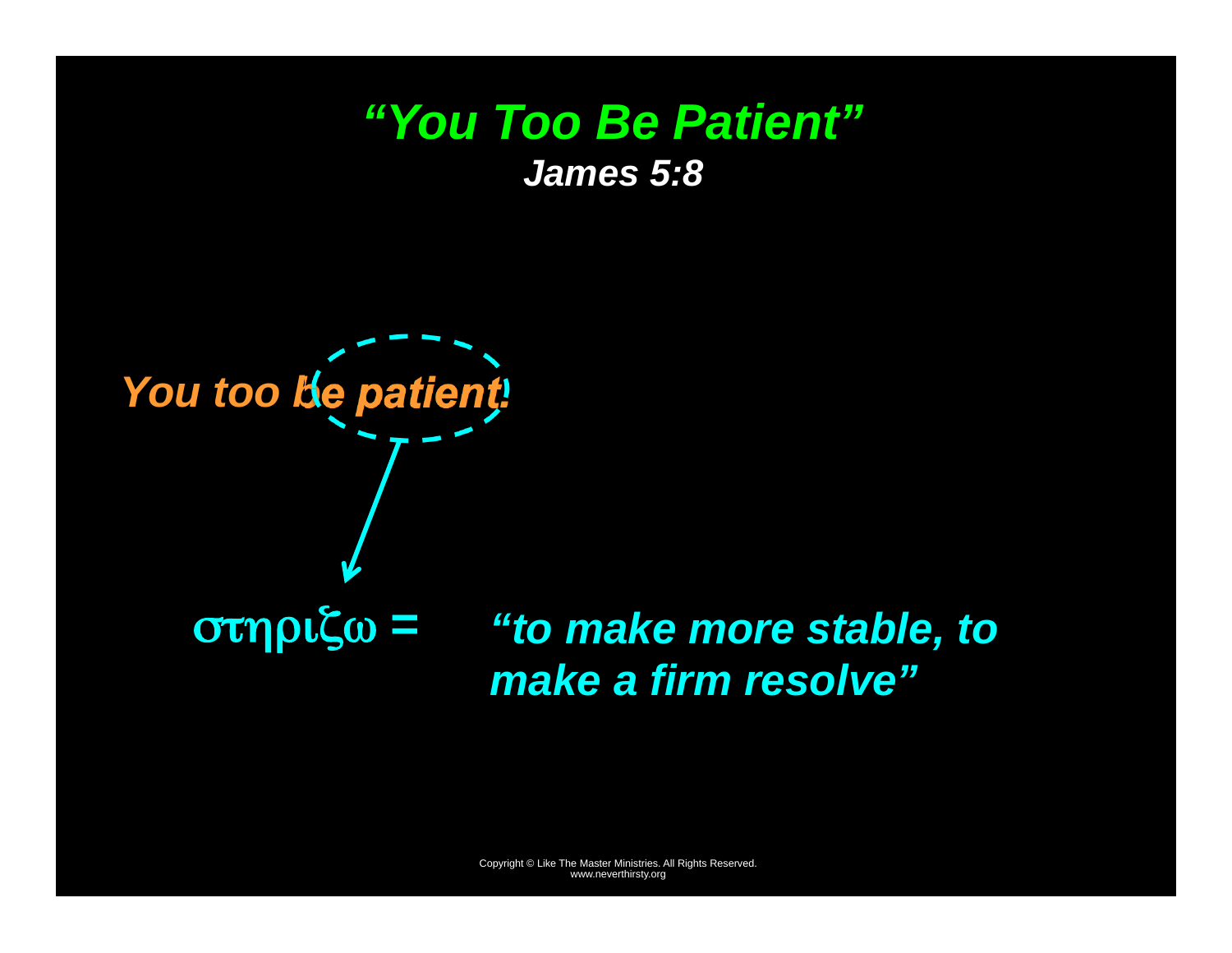# *"You Too Be Patient"*

***James 5:8***

*You too be patient!*

στηριζω = *"to make more stable, to make a firm resolve"*

Copyright © Like The Master Ministries. All Rights Reserved.
www.neverthirsty.org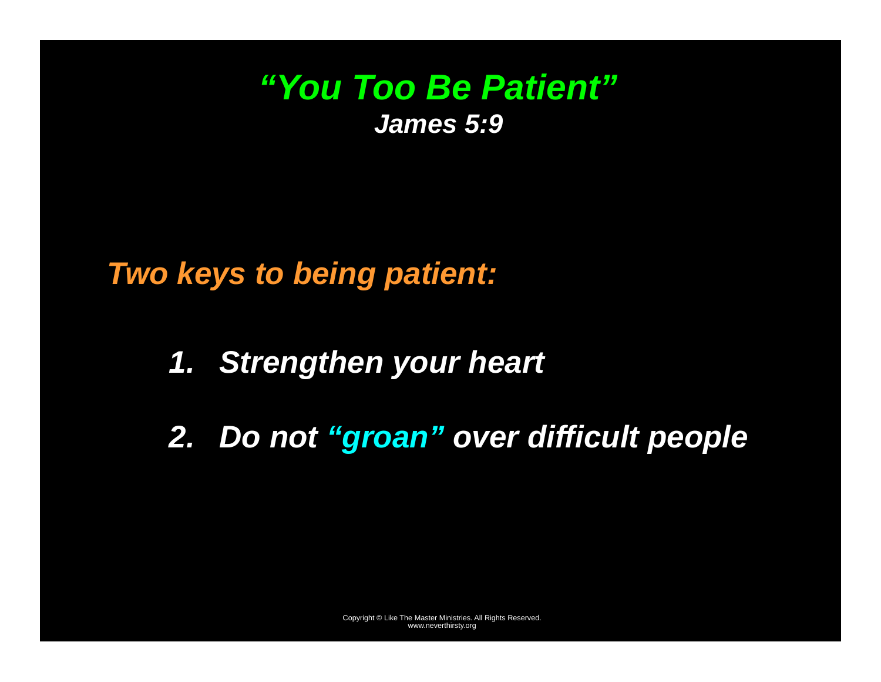# *"You Too Be Patient"*

***James 5:9***

***Two keys to being patient:***

1. ***Strengthen your heart***
2. ***Do not "groan" over difficult people***

Copyright © Like The Master Ministries. All Rights Reserved.
www.neverthirsty.org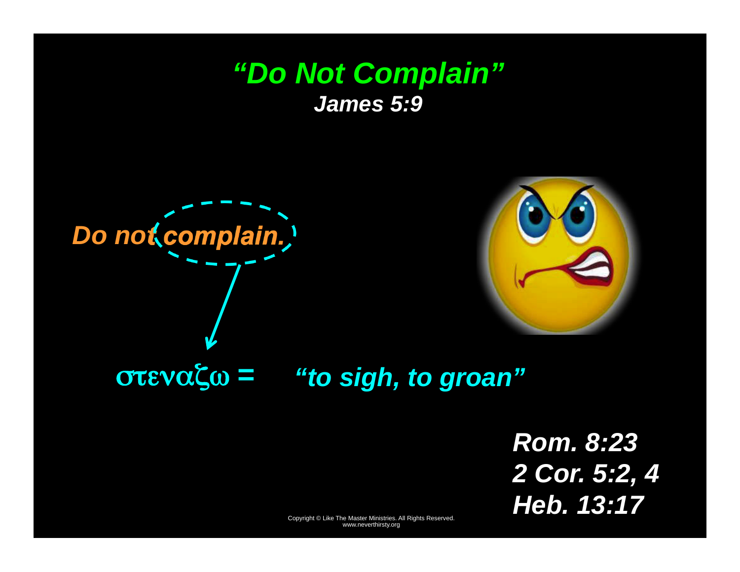# *"Do Not Complain"*

***James 5:9***

***Do not complain.***

στεναζω = ***"to sigh, to groan"***

***Rom. 8:23***
***2 Cor. 5:2, 4***
***Heb. 13:17***

Copyright © Like The Master Ministries. All Rights Reserved.
www.neverthirsty.org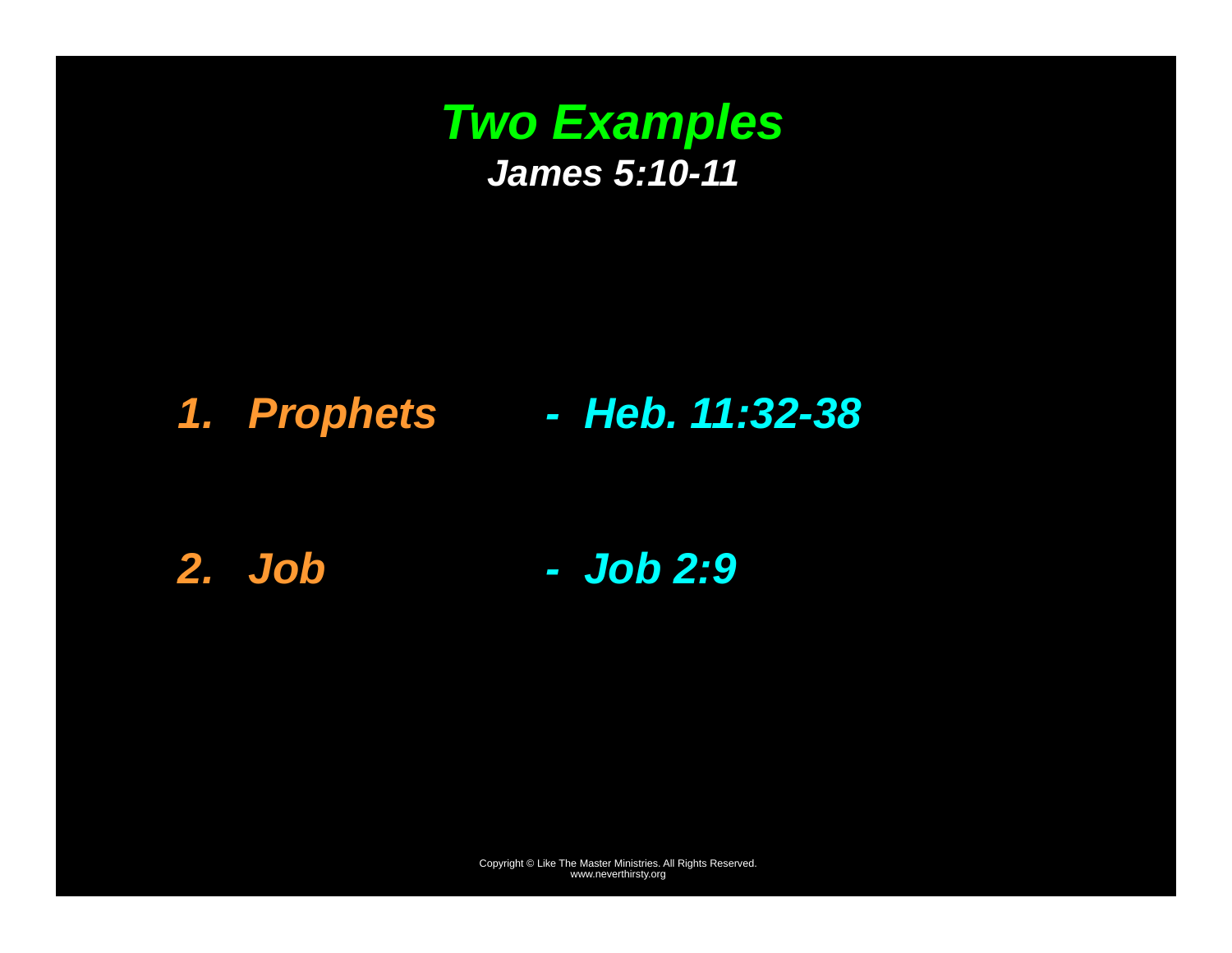# *Two Examples*

***James 5:10-11***

1. ***Prophets*** - ***Heb. 11:32-38***

2. ***Job*** - ***Job 2:9***

Copyright © Like The Master Ministries. All Rights Reserved.
www.neverthirsty.org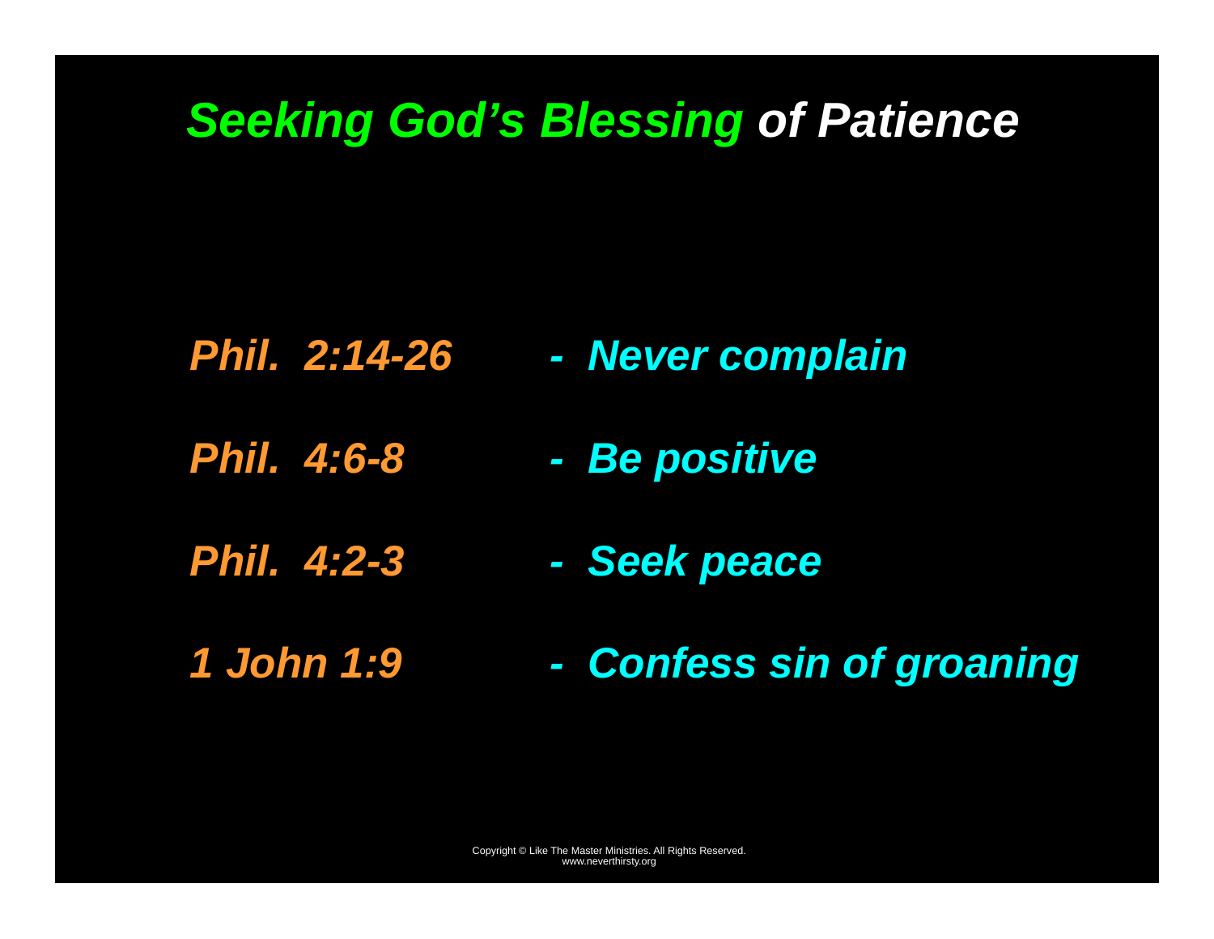# *Seeking God's Blessing of Patience*

*Phil. 2:14-26* - *Never complain*

*Phil. 4:6-8* - *Be positive*

*Phil. 4:2-3* - *Seek peace*

*1 John 1:9* - *Confess sin of groaning*

Copyright © Like The Master Ministries. All Rights Reserved.
www.neverthirsty.org